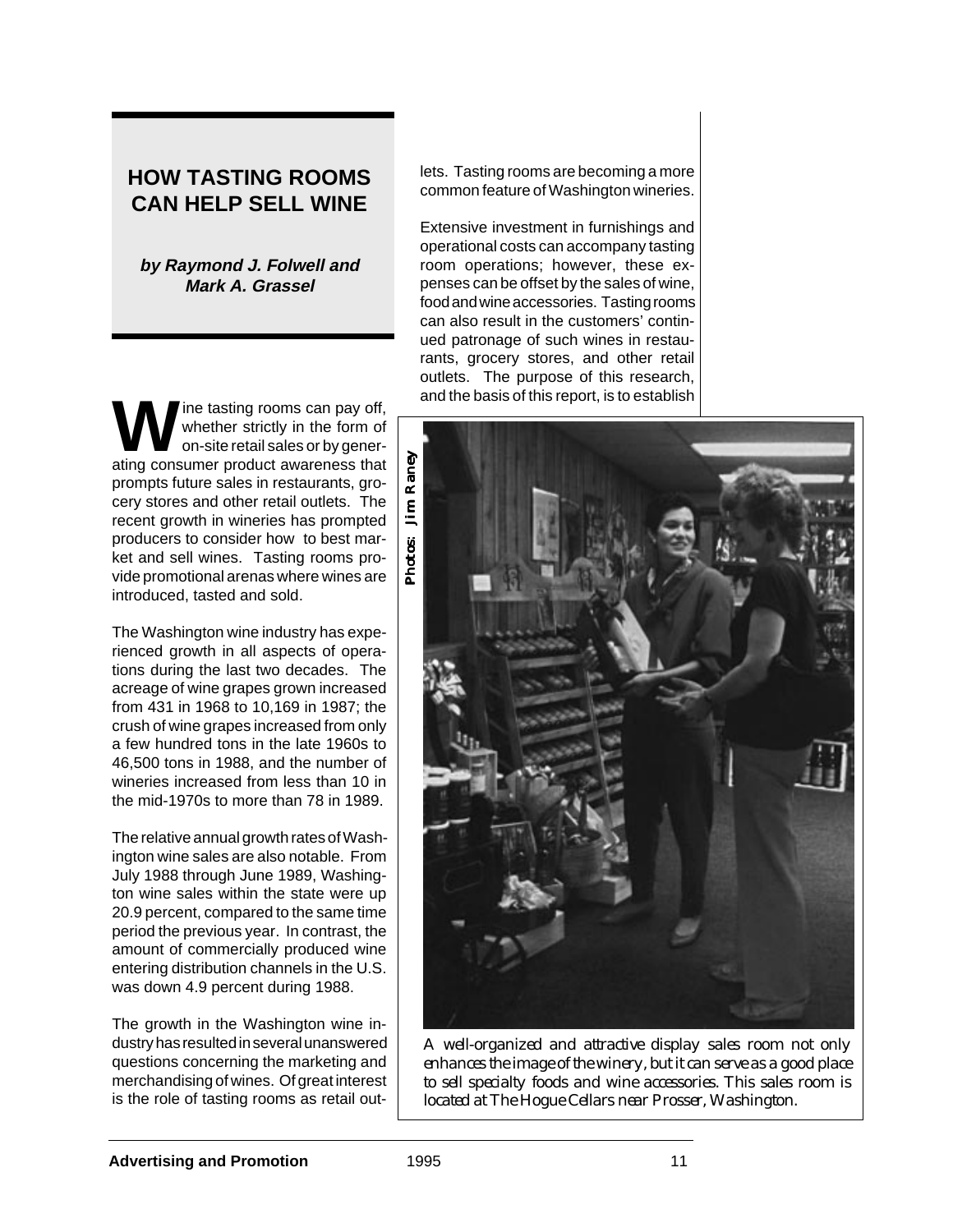# HOW TASTING ROOMS CAN HELP SELL WINE

***by Raymond J. Folwell and Mark A. Grassel***

Wine tasting rooms can pay off, whether strictly in the form of on-site retail sales or by generating consumer product awareness that prompts future sales in restaurants, grocery stores and other retail outlets. The recent growth in wineries has prompted producers to consider how to best market and sell wines. Tasting rooms provide promotional arenas where wines are introduced, tasted and sold.

The Washington wine industry has experienced growth in all aspects of operations during the last two decades. The acreage of wine grapes grown increased from 431 in 1968 to 10,169 in 1987; the crush of wine grapes increased from only a few hundred tons in the late 1960s to 46,500 tons in 1988, and the number of wineries increased from less than 10 in the mid-1970s to more than 78 in 1989.

The relative annual growth rates of Washington wine sales are also notable. From July 1988 through June 1989, Washington wine sales within the state were up 20.9 percent, compared to the same time period the previous year. In contrast, the amount of commercially produced wine entering distribution channels in the U.S. was down 4.9 percent during 1988.

The growth in the Washington wine industry has resulted in several unanswered questions concerning the marketing and merchandising of wines. Of great interest is the role of tasting rooms as retail outlets. Tasting rooms are becoming a more common feature of Washington wineries.

Extensive investment in furnishings and operational costs can accompany tasting room operations; however, these expenses can be offset by the sales of wine, food and wine accessories. Tasting rooms can also result in the customers' continued patronage of such wines in restaurants, grocery stores, and other retail outlets. The purpose of this research, and the basis of this report, is to establish

Photos: Jim Raney

*A well-organized and attractive display sales room not only enhances the image of the winery, but it can serve as a good place to sell specialty foods and wine accessories. This sales room is located at The Hogue Cellars near Prosser, Washington.*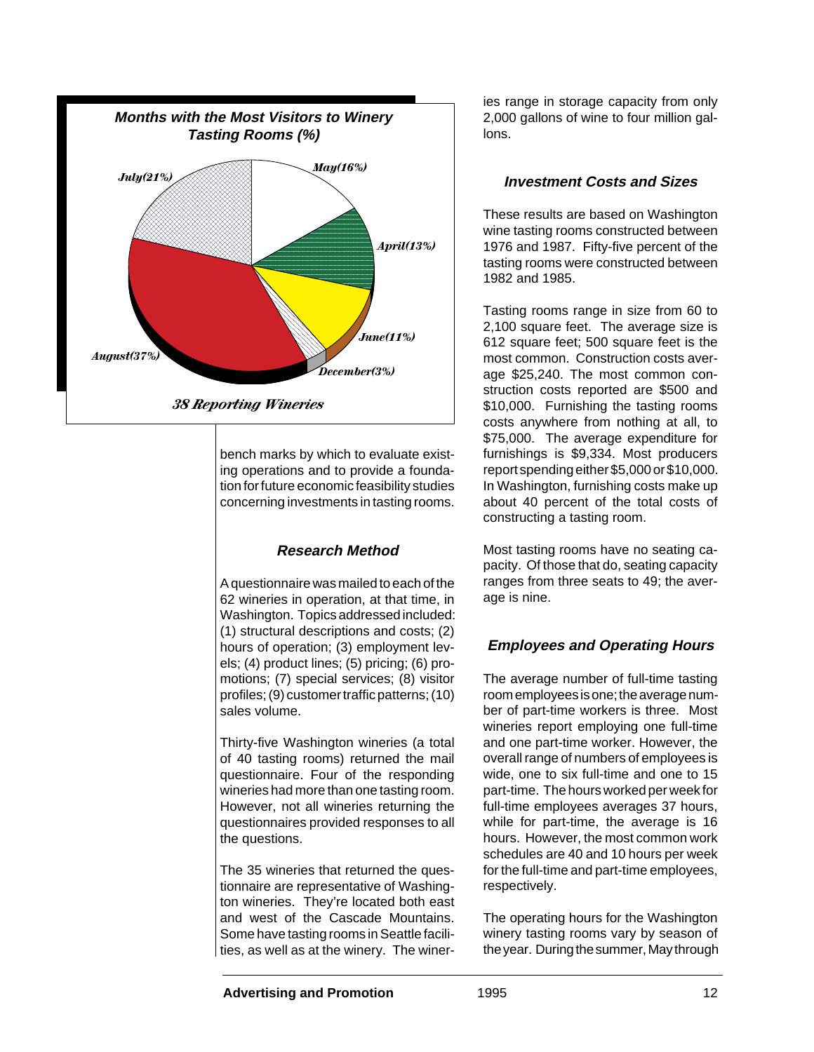**Months with the Most Visitors to Winery Tasting Rooms (%)**

| Month | % |
|---|---|
| May | 16% |
| April | 13% |
| June | 11% |
| December | 3% |
| August | 37% |
| July | 21% |

*38 Reporting Wineries*

bench marks by which to evaluate existing operations and to provide a foundation for future economic feasibility studies concerning investments in tasting rooms.

### Research Method

A questionnaire was mailed to each of the 62 wineries in operation, at that time, in Washington. Topics addressed included: (1) structural descriptions and costs; (2) hours of operation; (3) employment levels; (4) product lines; (5) pricing; (6) promotions; (7) special services; (8) visitor profiles; (9) customer traffic patterns; (10) sales volume.

Thirty-five Washington wineries (a total of 40 tasting rooms) returned the mail questionnaire. Four of the responding wineries had more than one tasting room. However, not all wineries returning the questionnaires provided responses to all the questions.

The 35 wineries that returned the questionnaire are representative of Washington wineries. They're located both east and west of the Cascade Mountains. Some have tasting rooms in Seattle facilities, as well as at the winery. The wineries range in storage capacity from only 2,000 gallons of wine to four million gallons.

### Investment Costs and Sizes

These results are based on Washington wine tasting rooms constructed between 1976 and 1987. Fifty-five percent of the tasting rooms were constructed between 1982 and 1985.

Tasting rooms range in size from 60 to 2,100 square feet. The average size is 612 square feet; 500 square feet is the most common. Construction costs average $25,240. The most common construction costs reported are $500 and $10,000. Furnishing the tasting rooms costs anywhere from nothing at all, to $75,000. The average expenditure for furnishings is $9,334. Most producers report spending either $5,000 or $10,000. In Washington, furnishing costs make up about 40 percent of the total costs of constructing a tasting room.

Most tasting rooms have no seating capacity. Of those that do, seating capacity ranges from three seats to 49; the average is nine.

### Employees and Operating Hours

The average number of full-time tasting room employees is one; the average number of part-time workers is three. Most wineries report employing one full-time and one part-time worker. However, the overall range of numbers of employees is wide, one to six full-time and one to 15 part-time. The hours worked per week for full-time employees averages 37 hours, while for part-time, the average is 16 hours. However, the most common work schedules are 40 and 10 hours per week for the full-time and part-time employees, respectively.

The operating hours for the Washington winery tasting rooms vary by season of the year. During the summer, May through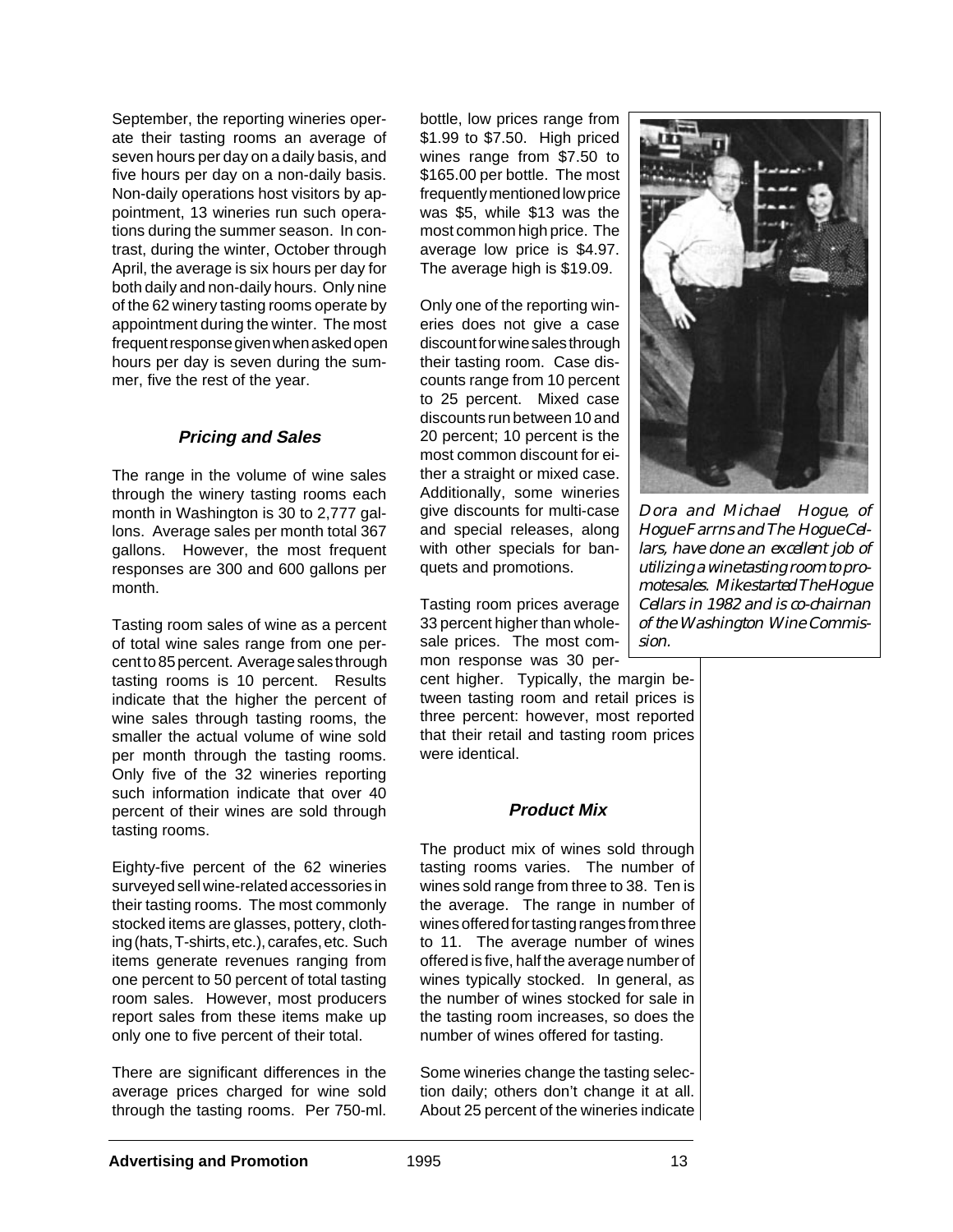September, the reporting wineries operate their tasting rooms an average of seven hours per day on a daily basis, and five hours per day on a non-daily basis. Non-daily operations host visitors by appointment, 13 wineries run such operations during the summer season. In contrast, during the winter, October through April, the average is six hours per day for both daily and non-daily hours. Only nine of the 62 winery tasting rooms operate by appointment during the winter. The most frequent response given when asked open hours per day is seven during the summer, five the rest of the year.

### *Pricing and Sales*

The range in the volume of wine sales through the winery tasting rooms each month in Washington is 30 to 2,777 gallons. Average sales per month total 367 gallons. However, the most frequent responses are 300 and 600 gallons per month.

Tasting room sales of wine as a percent of total wine sales range from one percent to 85 percent. Average sales through tasting rooms is 10 percent. Results indicate that the higher the percent of wine sales through tasting rooms, the smaller the actual volume of wine sold per month through the tasting rooms. Only five of the 32 wineries reporting such information indicate that over 40 percent of their wines are sold through tasting rooms.

Eighty-five percent of the 62 wineries surveyed sell wine-related accessories in their tasting rooms. The most commonly stocked items are glasses, pottery, clothing (hats, T-shirts, etc.), carafes, etc. Such items generate revenues ranging from one percent to 50 percent of total tasting room sales. However, most producers report sales from these items make up only one to five percent of their total.

There are significant differences in the average prices charged for wine sold through the tasting rooms. Per 750-ml. bottle, low prices range from $1.99 to $7.50. High priced wines range from $7.50 to $165.00 per bottle. The most frequently mentioned low price was $5, while $13 was the most common high price. The average low price is $4.97. The average high is $19.09.

Only one of the reporting wineries does not give a case discount for wine sales through their tasting room. Case discounts range from 10 percent to 25 percent. Mixed case discounts run between 10 and 20 percent; 10 percent is the most common discount for either a straight or mixed case. Additionally, some wineries give discounts for multi-case and special releases, along with other specials for banquets and promotions.

Tasting room prices average 33 percent higher than wholesale prices. The most common response was 30 percent higher. Typically, the margin between tasting room and retail prices is three percent: however, most reported that their retail and tasting room prices were identical.

*Dora and Michael Hogue, of Hogue Farrns and The Hogue Cellars, have done an excellent job of utilizing a winetasting room to promote sales. Mike started The Hogue Cellars in 1982 and is co-chairnan of the Washington Wine Commission.*

### *Product Mix*

The product mix of wines sold through tasting rooms varies. The number of wines sold range from three to 38. Ten is the average. The range in number of wines offered for tasting ranges from three to 11. The average number of wines offered is five, half the average number of wines typically stocked. In general, as the number of wines stocked for sale in the tasting room increases, so does the number of wines offered for tasting.

Some wineries change the tasting selection daily; others don't change it at all. About 25 percent of the wineries indicate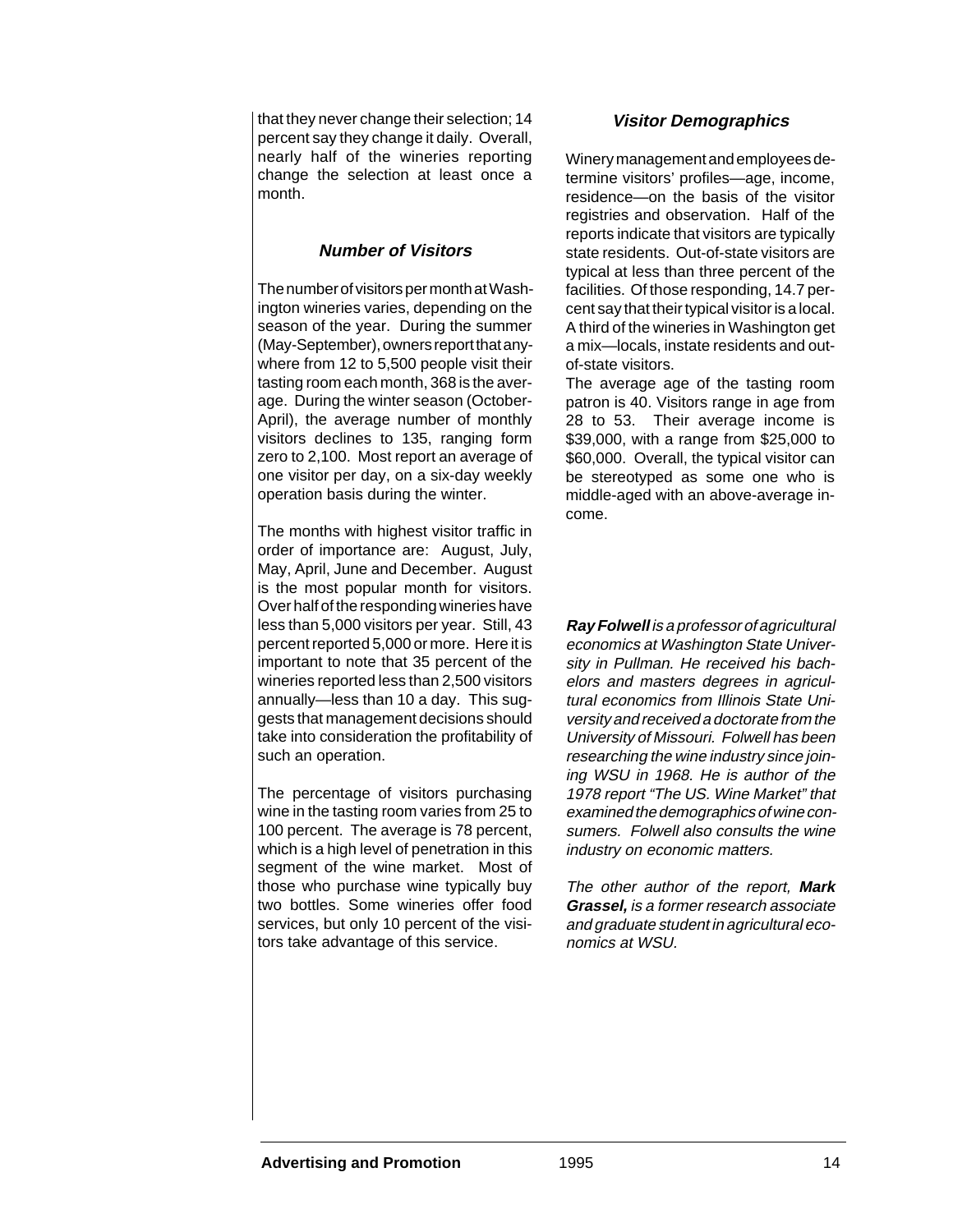that they never change their selection; 14 percent say they change it daily. Overall, nearly half of the wineries reporting change the selection at least once a month.

### *Number of Visitors*

The number of visitors per month at Washington wineries varies, depending on the season of the year. During the summer (May-September), owners report that anywhere from 12 to 5,500 people visit their tasting room each month, 368 is the average. During the winter season (October-April), the average number of monthly visitors declines to 135, ranging form zero to 2,100. Most report an average of one visitor per day, on a six-day weekly operation basis during the winter.

The months with highest visitor traffic in order of importance are: August, July, May, April, June and December. August is the most popular month for visitors. Over half of the responding wineries have less than 5,000 visitors per year. Still, 43 percent reported 5,000 or more. Here it is important to note that 35 percent of the wineries reported less than 2,500 visitors annually—less than 10 a day. This suggests that management decisions should take into consideration the profitability of such an operation.

The percentage of visitors purchasing wine in the tasting room varies from 25 to 100 percent. The average is 78 percent, which is a high level of penetration in this segment of the wine market. Most of those who purchase wine typically buy two bottles. Some wineries offer food services, but only 10 percent of the visitors take advantage of this service.

### *Visitor Demographics*

Winery management and employees determine visitors' profiles—age, income, residence—on the basis of the visitor registries and observation. Half of the reports indicate that visitors are typically state residents. Out-of-state visitors are typical at less than three percent of the facilities. Of those responding, 14.7 percent say that their typical visitor is a local. A third of the wineries in Washington get a mix—locals, instate residents and out-of-state visitors.

The average age of the tasting room patron is 40. Visitors range in age from 28 to 53. Their average income is $39,000, with a range from $25,000 to $60,000. Overall, the typical visitor can be stereotyped as some one who is middle-aged with an above-average income.

***Ray Folwell*** *is a professor of agricultural economics at Washington State University in Pullman. He received his bachelors and masters degrees in agricultural economics from Illinois State University and received a doctorate from the University of Missouri. Folwell has been researching the wine industry since joining WSU in 1968. He is author of the 1978 report "The US. Wine Market" that examined the demographics of wine consumers. Folwell also consults the wine industry on economic matters.*

*The other author of the report,* ***Mark Grassel,*** *is a former research associate and graduate student in agricultural economics at WSU.*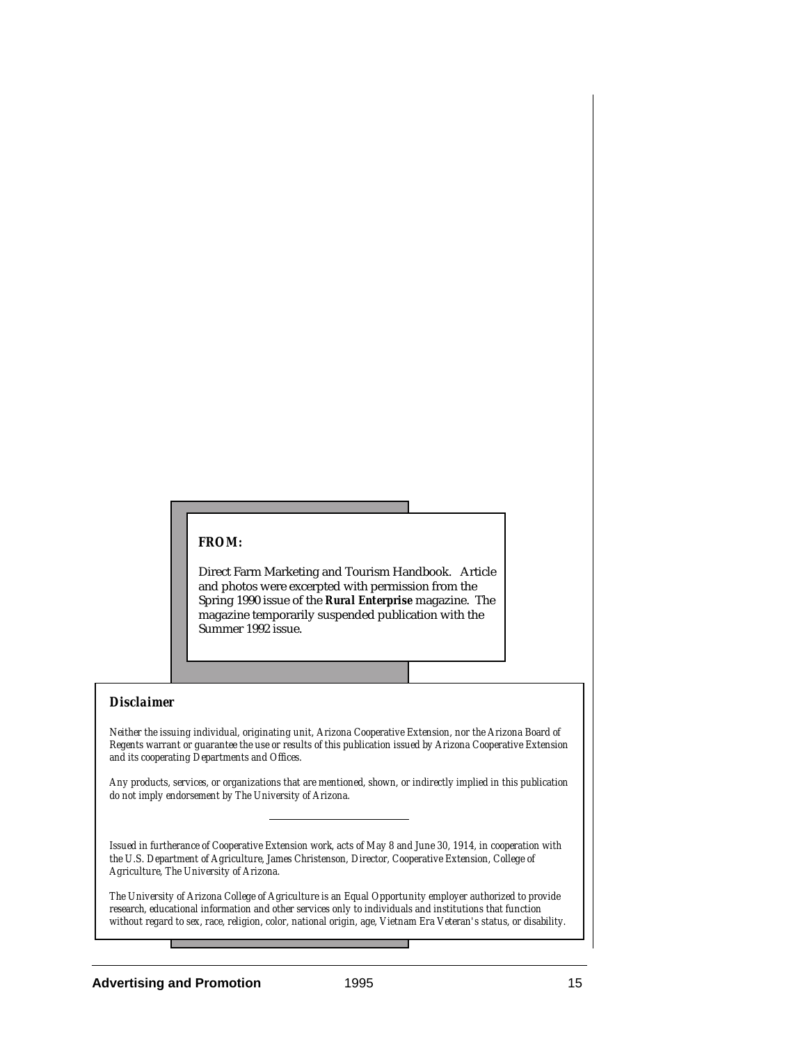**FROM:**

Direct Farm Marketing and Tourism Handbook. Article and photos were excerpted with permission from the Spring 1990 issue of the ***Rural Enterprise*** magazine. The magazine temporarily suspended publication with the Summer 1992 issue.

***Disclaimer***

*Neither the issuing individual, originating unit, Arizona Cooperative Extension, nor the Arizona Board of Regents warrant or guarantee the use or results of this publication issued by Arizona Cooperative Extension and its cooperating Departments and Offices.*

*Any products, services, or organizations that are mentioned, shown, or indirectly implied in this publication do not imply endorsement by The University of Arizona.*

---

*Issued in furtherance of Cooperative Extension work, acts of May 8 and June 30, 1914, in cooperation with the U.S. Department of Agriculture, James Christenson, Director, Cooperative Extension, College of Agriculture, The University of Arizona.*

*The University of Arizona College of Agriculture is an Equal Opportunity employer authorized to provide research, educational information and other services only to individuals and institutions that function without regard to sex, race, religion, color, national origin, age, Vietnam Era Veteran's status, or disability.*